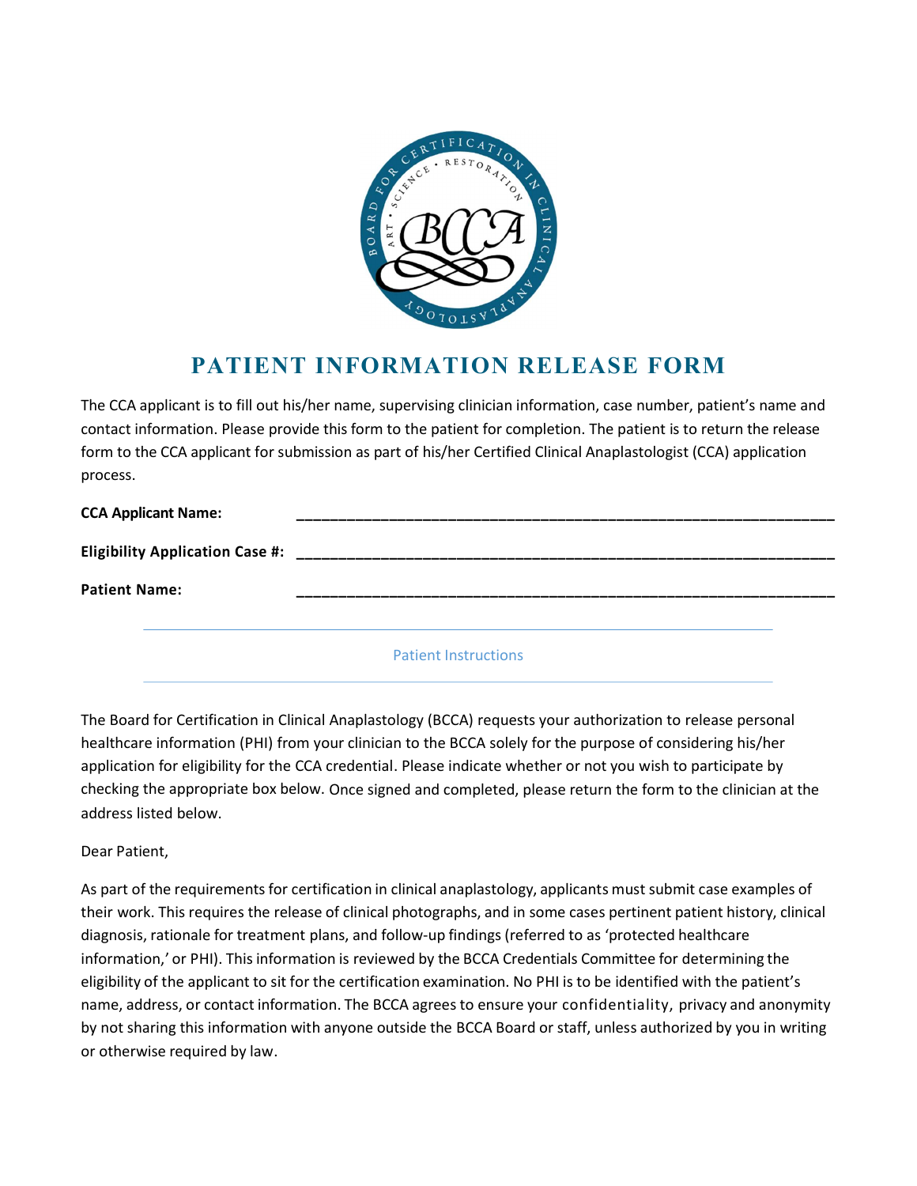# PATIENT INFORMATION RELEASE FORM

The CCA applicant is to fill out his/her name, supervising clinician information, case number, patient's name and contact information. Please provide this form to the patient for completion. The patient is to return the release form to the CCA applicant for submission as part of his/her Certified Clinical Anaplastologist (CCA) application process.

**CCA Applicant Name:** ______________________________________________

**Eligibility Application Case #:** ______________________________________________

**Patient Name:** ______________________________________________

---

Patient Instructions

---

The Board for Certification in Clinical Anaplastology (BCCA) requests your authorization to release personal healthcare information (PHI) from your clinician to the BCCA solely for the purpose of considering his/her application for eligibility for the CCA credential. Please indicate whether or not you wish to participate by checking the appropriate box below. Once signed and completed, please return the form to the clinician at the address listed below.

Dear Patient,

As part of the requirements for certification in clinical anaplastology, applicants must submit case examples of their work. This requires the release of clinical photographs, and in some cases pertinent patient history, clinical diagnosis, rationale for treatment plans, and follow-up findings (referred to as 'protected healthcare information,' or PHI). This information is reviewed by the BCCA Credentials Committee for determining the eligibility of the applicant to sit for the certification examination. No PHI is to be identified with the patient's name, address, or contact information. The BCCA agrees to ensure your confidentiality, privacy and anonymity by not sharing this information with anyone outside the BCCA Board or staff, unless authorized by you in writing or otherwise required by law.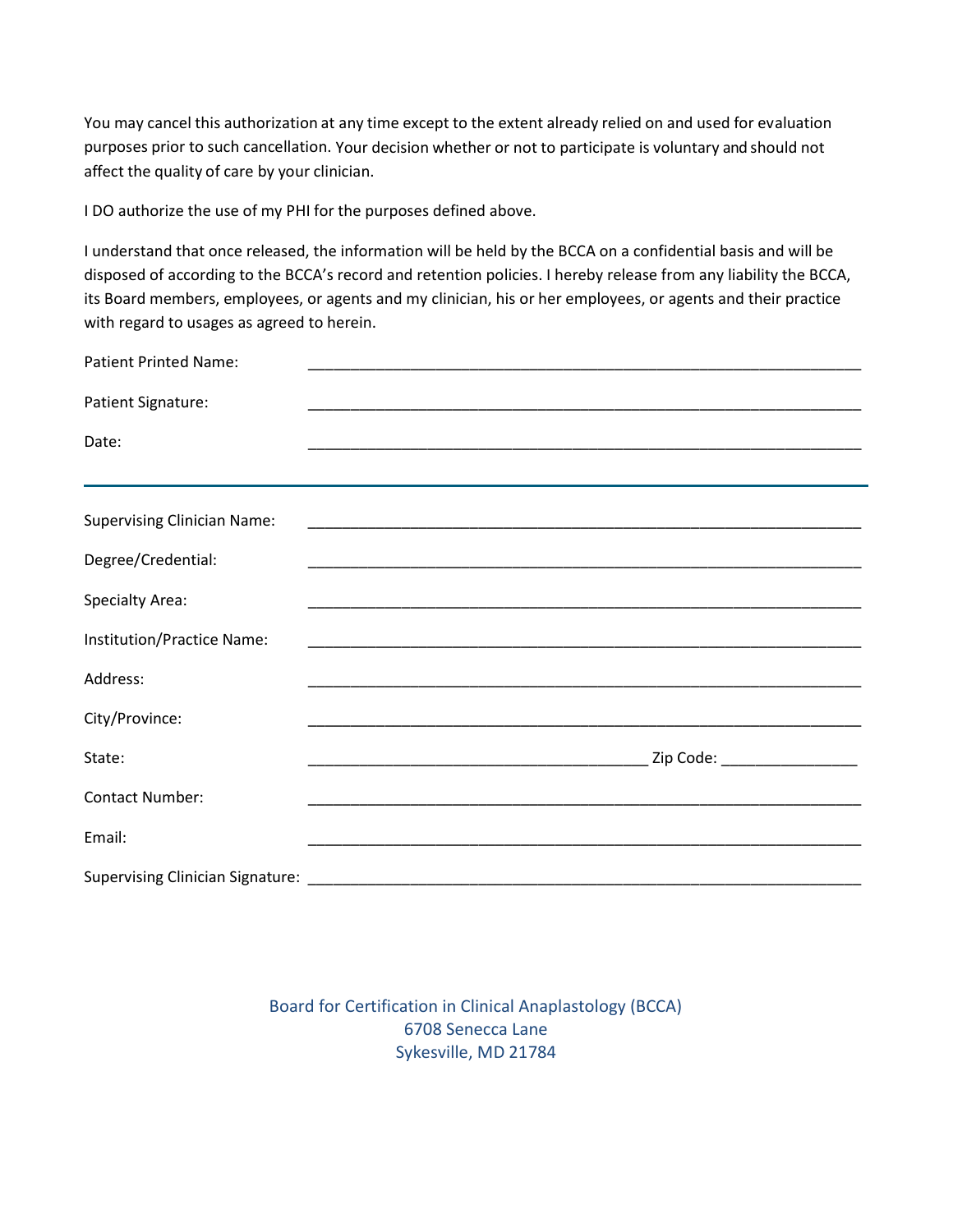You may cancel this authorization at any time except to the extent already relied on and used for evaluation purposes prior to such cancellation. Your decision whether or not to participate is voluntary and should not affect the quality of care by your clinician.

I DO authorize the use of my PHI for the purposes defined above.

I understand that once released, the information will be held by the BCCA on a confidential basis and will be disposed of according to the BCCA's record and retention policies. I hereby release from any liability the BCCA, its Board members, employees, or agents and my clinician, his or her employees, or agents and their practice with regard to usages as agreed to herein.

Patient Printed Name: ____________________________________________________________

Patient Signature: ____________________________________________________________

Date: ____________________________________________________________

---

Supervising Clinician Name: ____________________________________________________________

Degree/Credential: ____________________________________________________________

Specialty Area: ____________________________________________________________

Institution/Practice Name: ____________________________________________________________

Address: ____________________________________________________________

City/Province: ____________________________________________________________

State: ______________________________________ Zip Code: _______________

Contact Number: ____________________________________________________________

Email: ____________________________________________________________

Supervising Clinician Signature: ____________________________________________________________

Board for Certification in Clinical Anaplastology (BCCA)
6708 Senecca Lane
Sykesville, MD 21784